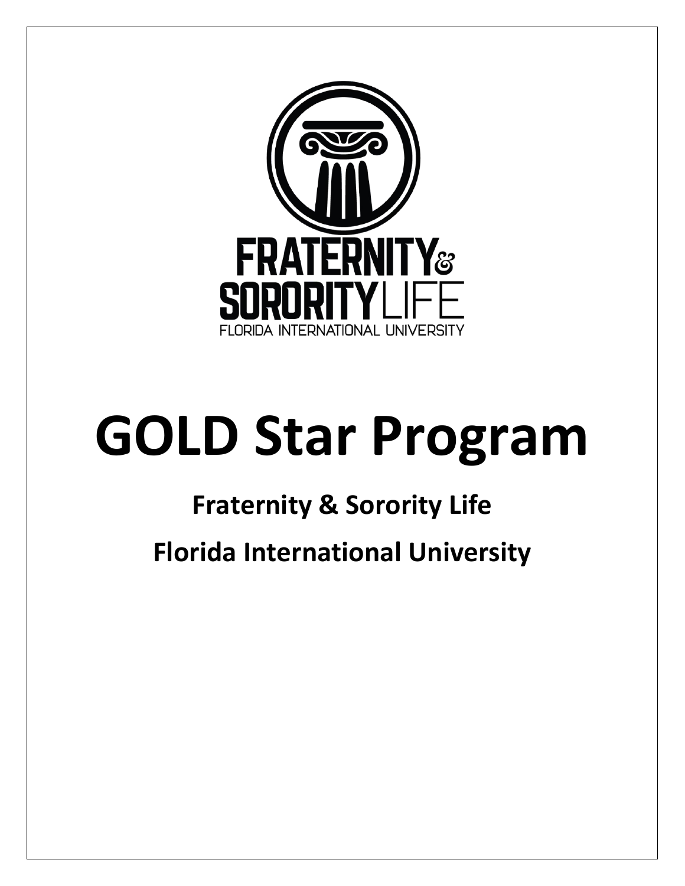FRATERNITY & SORORITY LIFE

FLORIDA INTERNATIONAL UNIVERSITY

# GOLD Star Program

## Fraternity & Sorority Life

## Florida International University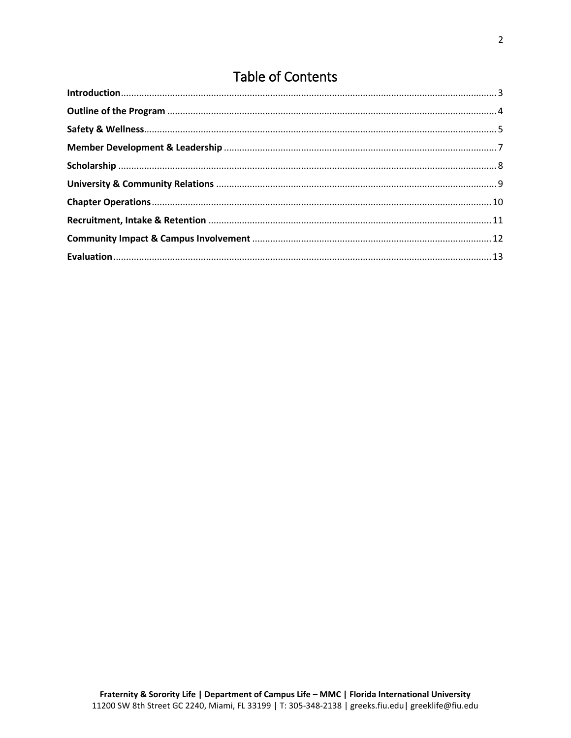# Table of Contents

**Introduction** ... 3
**Outline of the Program** ... 4
**Safety & Wellness** ... 5
**Member Development & Leadership** ... 7
**Scholarship** ... 8
**University & Community Relations** ... 9
**Chapter Operations** ... 10
**Recruitment, Intake & Retention** ... 11
**Community Impact & Campus Involvement** ... 12
**Evaluation** ... 13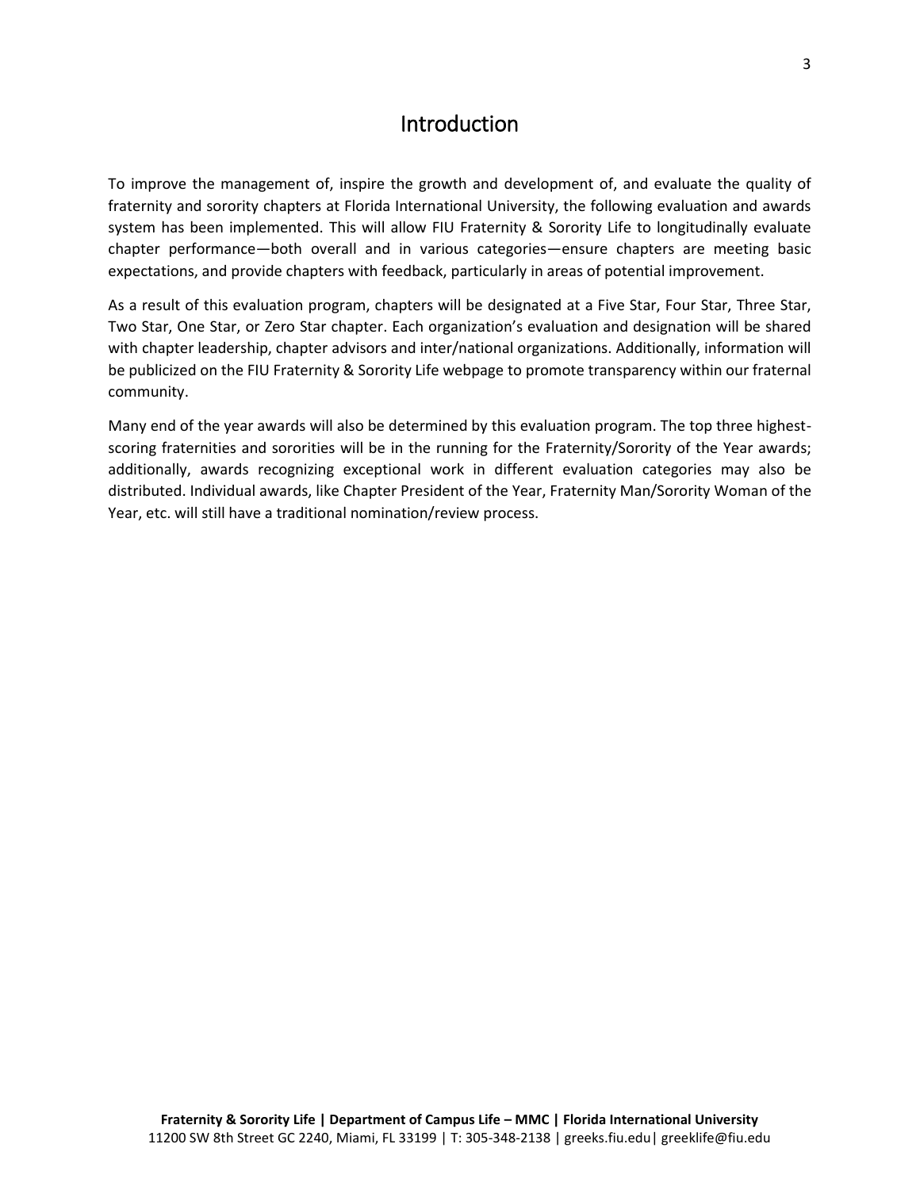# Introduction

To improve the management of, inspire the growth and development of, and evaluate the quality of fraternity and sorority chapters at Florida International University, the following evaluation and awards system has been implemented. This will allow FIU Fraternity & Sorority Life to longitudinally evaluate chapter performance—both overall and in various categories—ensure chapters are meeting basic expectations, and provide chapters with feedback, particularly in areas of potential improvement.

As a result of this evaluation program, chapters will be designated at a Five Star, Four Star, Three Star, Two Star, One Star, or Zero Star chapter. Each organization's evaluation and designation will be shared with chapter leadership, chapter advisors and inter/national organizations. Additionally, information will be publicized on the FIU Fraternity & Sorority Life webpage to promote transparency within our fraternal community.

Many end of the year awards will also be determined by this evaluation program. The top three highest-scoring fraternities and sororities will be in the running for the Fraternity/Sorority of the Year awards; additionally, awards recognizing exceptional work in different evaluation categories may also be distributed. Individual awards, like Chapter President of the Year, Fraternity Man/Sorority Woman of the Year, etc. will still have a traditional nomination/review process.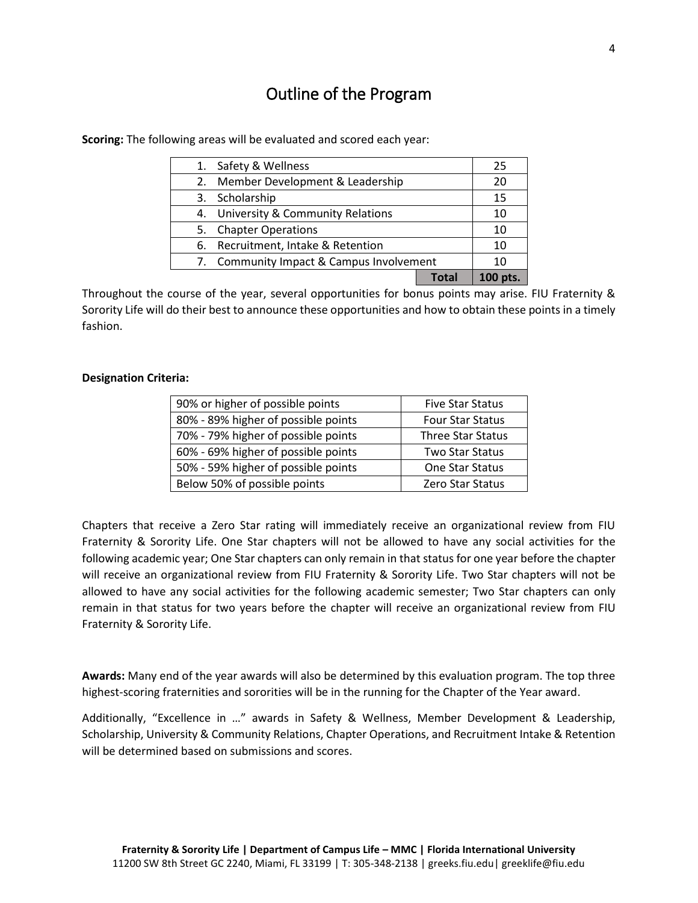# Outline of the Program

**Scoring:** The following areas will be evaluated and scored each year:

| Area | Points |
|---|---|
| 1. Safety & Wellness | 25 |
| 2. Member Development & Leadership | 20 |
| 3. Scholarship | 15 |
| 4. University & Community Relations | 10 |
| 5. Chapter Operations | 10 |
| 6. Recruitment, Intake & Retention | 10 |
| 7. Community Impact & Campus Involvement | 10 |
| **Total** | **100 pts.** |

Throughout the course of the year, several opportunities for bonus points may arise. FIU Fraternity & Sorority Life will do their best to announce these opportunities and how to obtain these points in a timely fashion.

**Designation Criteria:**

| Points | Status |
|---|---|
| 90% or higher of possible points | Five Star Status |
| 80% - 89% higher of possible points | Four Star Status |
| 70% - 79% higher of possible points | Three Star Status |
| 60% - 69% higher of possible points | Two Star Status |
| 50% - 59% higher of possible points | One Star Status |
| Below 50% of possible points | Zero Star Status |

Chapters that receive a Zero Star rating will immediately receive an organizational review from FIU Fraternity & Sorority Life. One Star chapters will not be allowed to have any social activities for the following academic year; One Star chapters can only remain in that status for one year before the chapter will receive an organizational review from FIU Fraternity & Sorority Life. Two Star chapters will not be allowed to have any social activities for the following academic semester; Two Star chapters can only remain in that status for two years before the chapter will receive an organizational review from FIU Fraternity & Sorority Life.

**Awards:** Many end of the year awards will also be determined by this evaluation program. The top three highest-scoring fraternities and sororities will be in the running for the Chapter of the Year award.

Additionally, "Excellence in …" awards in Safety & Wellness, Member Development & Leadership, Scholarship, University & Community Relations, Chapter Operations, and Recruitment Intake & Retention will be determined based on submissions and scores.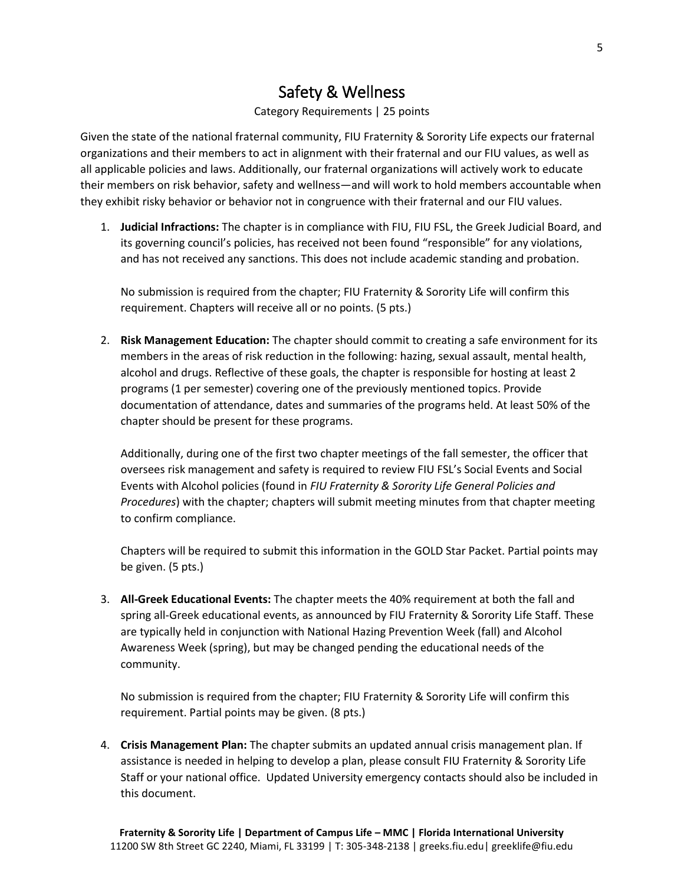# Safety & Wellness

Category Requirements | 25 points

Given the state of the national fraternal community, FIU Fraternity & Sorority Life expects our fraternal organizations and their members to act in alignment with their fraternal and our FIU values, as well as all applicable policies and laws. Additionally, our fraternal organizations will actively work to educate their members on risk behavior, safety and wellness—and will work to hold members accountable when they exhibit risky behavior or behavior not in congruence with their fraternal and our FIU values.

1. **Judicial Infractions:** The chapter is in compliance with FIU, FIU FSL, the Greek Judicial Board, and its governing council's policies, has received not been found "responsible" for any violations, and has not received any sanctions. This does not include academic standing and probation.

   No submission is required from the chapter; FIU Fraternity & Sorority Life will confirm this requirement. Chapters will receive all or no points. (5 pts.)

2. **Risk Management Education:** The chapter should commit to creating a safe environment for its members in the areas of risk reduction in the following: hazing, sexual assault, mental health, alcohol and drugs. Reflective of these goals, the chapter is responsible for hosting at least 2 programs (1 per semester) covering one of the previously mentioned topics. Provide documentation of attendance, dates and summaries of the programs held. At least 50% of the chapter should be present for these programs.

   Additionally, during one of the first two chapter meetings of the fall semester, the officer that oversees risk management and safety is required to review FIU FSL's Social Events and Social Events with Alcohol policies (found in *FIU Fraternity & Sorority Life General Policies and Procedures*) with the chapter; chapters will submit meeting minutes from that chapter meeting to confirm compliance.

   Chapters will be required to submit this information in the GOLD Star Packet. Partial points may be given. (5 pts.)

3. **All-Greek Educational Events:** The chapter meets the 40% requirement at both the fall and spring all-Greek educational events, as announced by FIU Fraternity & Sorority Life Staff. These are typically held in conjunction with National Hazing Prevention Week (fall) and Alcohol Awareness Week (spring), but may be changed pending the educational needs of the community.

   No submission is required from the chapter; FIU Fraternity & Sorority Life will confirm this requirement. Partial points may be given. (8 pts.)

4. **Crisis Management Plan:** The chapter submits an updated annual crisis management plan. If assistance is needed in helping to develop a plan, please consult FIU Fraternity & Sorority Life Staff or your national office. Updated University emergency contacts should also be included in this document.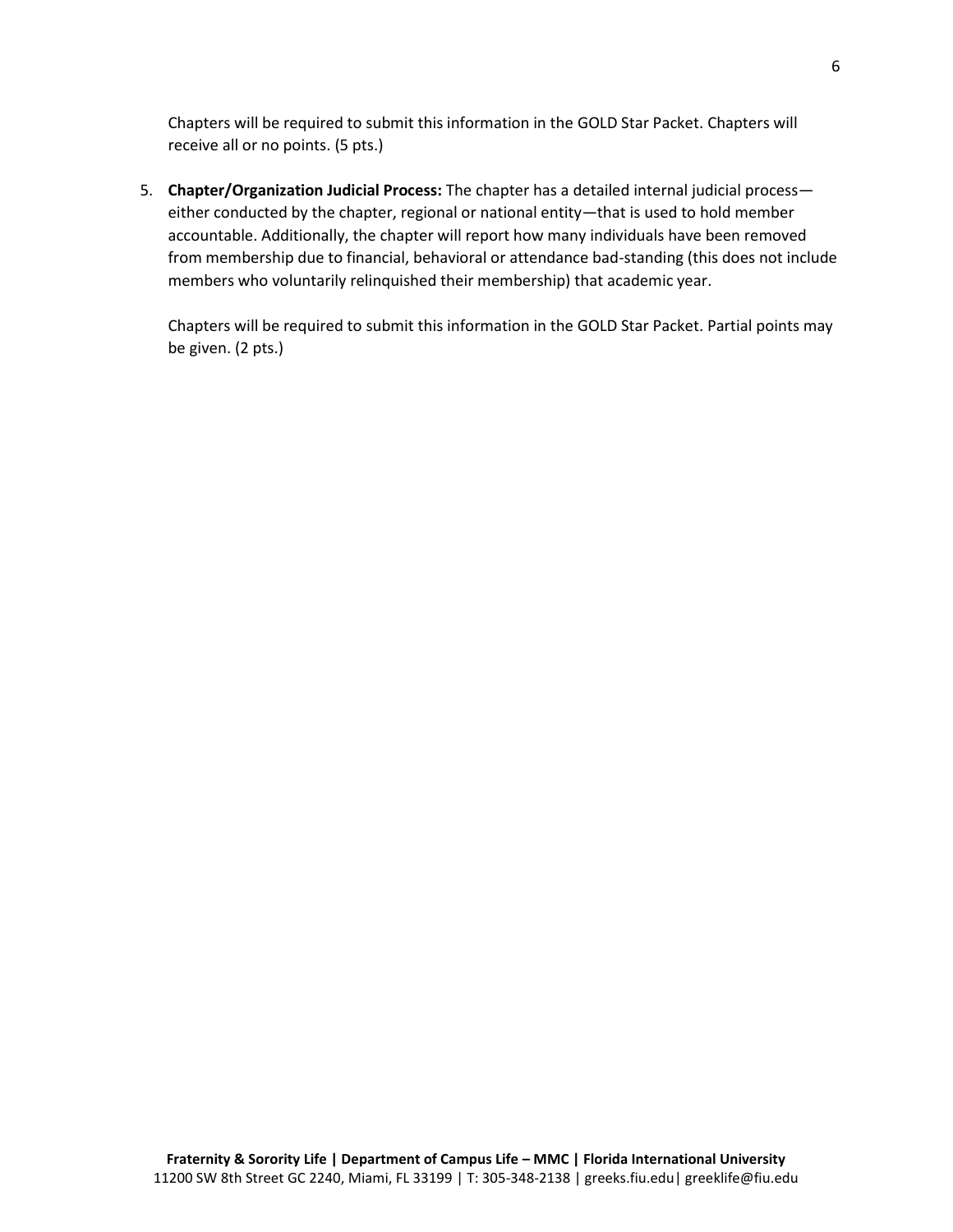Chapters will be required to submit this information in the GOLD Star Packet. Chapters will receive all or no points. (5 pts.)

5. **Chapter/Organization Judicial Process:** The chapter has a detailed internal judicial process—either conducted by the chapter, regional or national entity—that is used to hold member accountable. Additionally, the chapter will report how many individuals have been removed from membership due to financial, behavioral or attendance bad-standing (this does not include members who voluntarily relinquished their membership) that academic year.

   Chapters will be required to submit this information in the GOLD Star Packet. Partial points may be given. (2 pts.)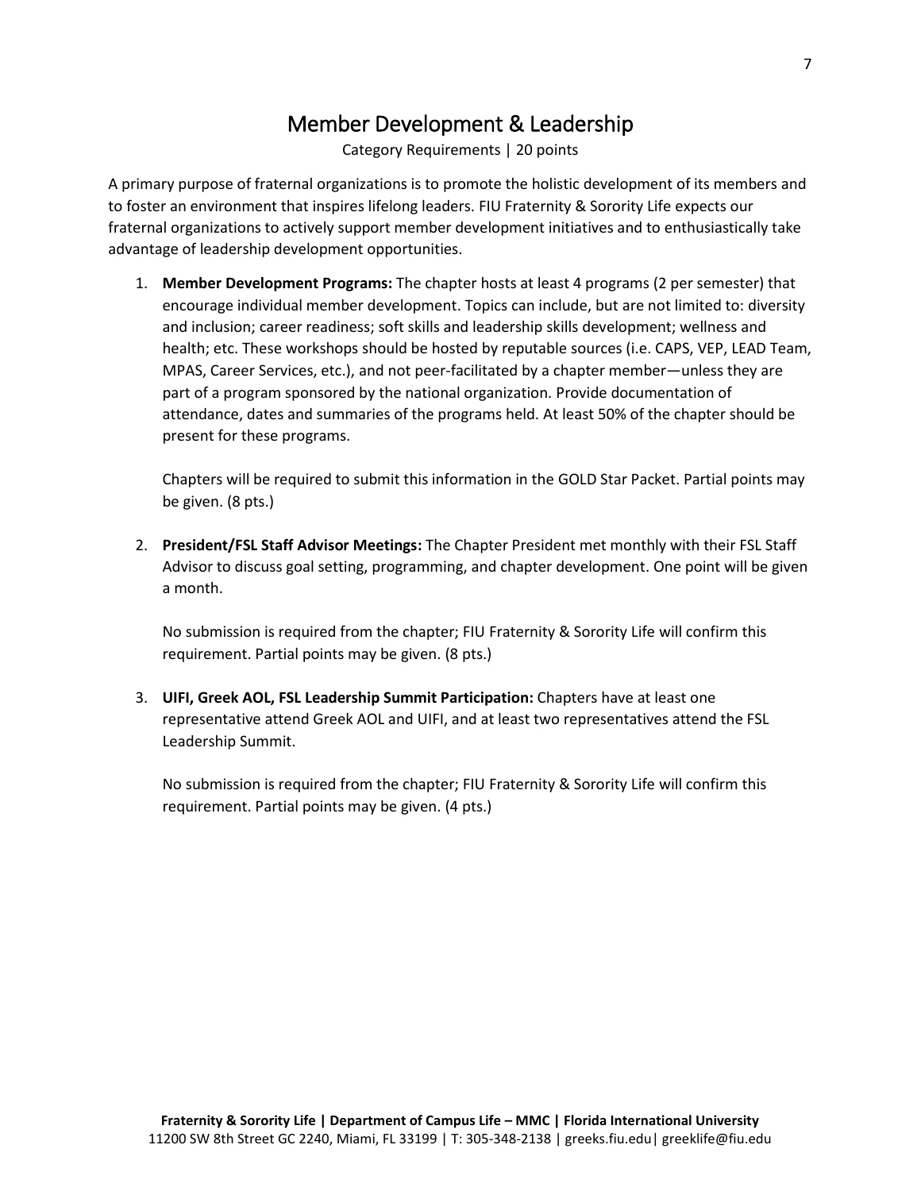# Member Development & Leadership

Category Requirements | 20 points

A primary purpose of fraternal organizations is to promote the holistic development of its members and to foster an environment that inspires lifelong leaders. FIU Fraternity & Sorority Life expects our fraternal organizations to actively support member development initiatives and to enthusiastically take advantage of leadership development opportunities.

1. **Member Development Programs:** The chapter hosts at least 4 programs (2 per semester) that encourage individual member development. Topics can include, but are not limited to: diversity and inclusion; career readiness; soft skills and leadership skills development; wellness and health; etc. These workshops should be hosted by reputable sources (i.e. CAPS, VEP, LEAD Team, MPAS, Career Services, etc.), and not peer-facilitated by a chapter member—unless they are part of a program sponsored by the national organization. Provide documentation of attendance, dates and summaries of the programs held. At least 50% of the chapter should be present for these programs.

   Chapters will be required to submit this information in the GOLD Star Packet. Partial points may be given. (8 pts.)

2. **President/FSL Staff Advisor Meetings:** The Chapter President met monthly with their FSL Staff Advisor to discuss goal setting, programming, and chapter development. One point will be given a month.

   No submission is required from the chapter; FIU Fraternity & Sorority Life will confirm this requirement. Partial points may be given. (8 pts.)

3. **UIFI, Greek AOL, FSL Leadership Summit Participation:** Chapters have at least one representative attend Greek AOL and UIFI, and at least two representatives attend the FSL Leadership Summit.

   No submission is required from the chapter; FIU Fraternity & Sorority Life will confirm this requirement. Partial points may be given. (4 pts.)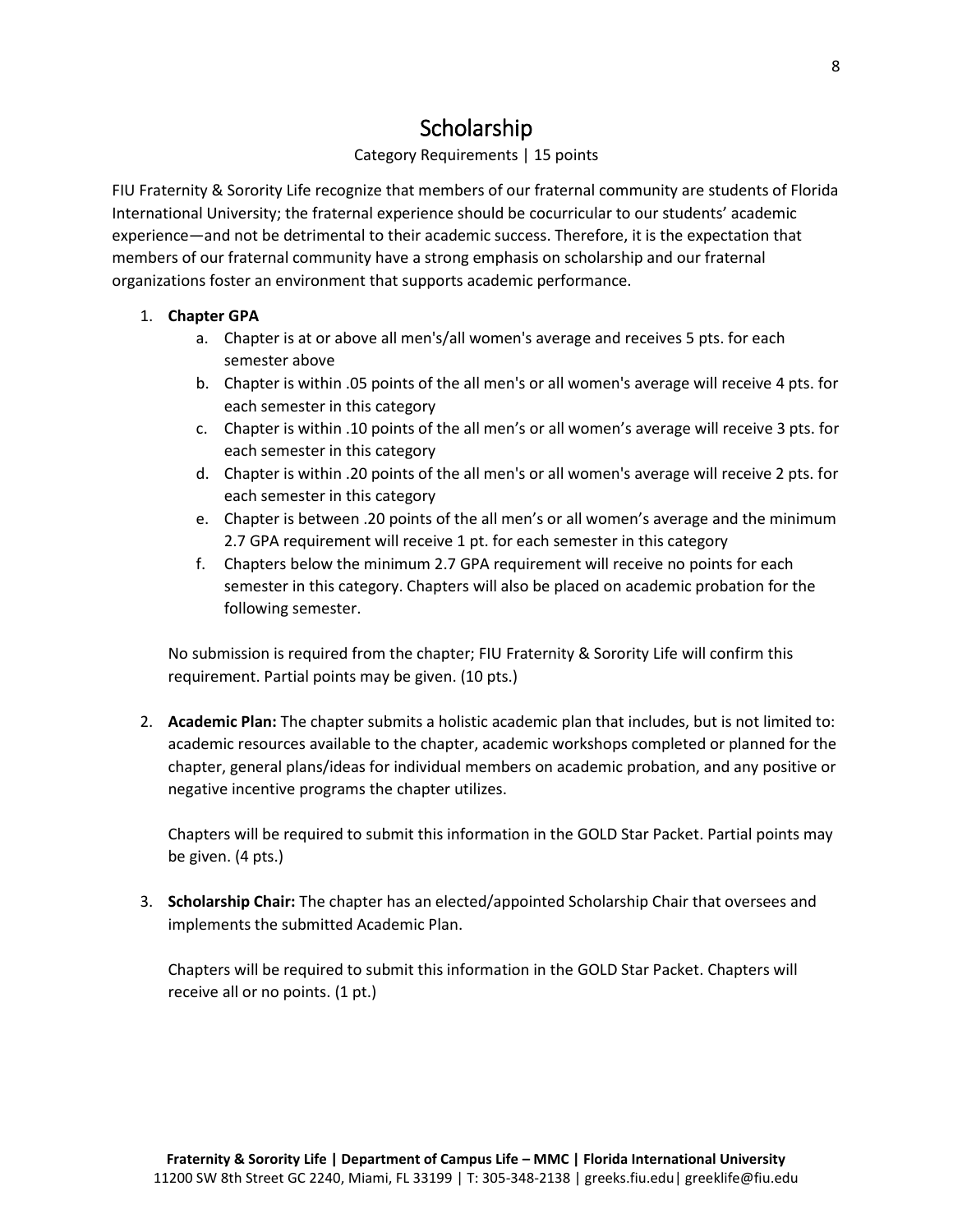# Scholarship

Category Requirements | 15 points

FIU Fraternity & Sorority Life recognize that members of our fraternal community are students of Florida International University; the fraternal experience should be cocurricular to our students' academic experience—and not be detrimental to their academic success. Therefore, it is the expectation that members of our fraternal community have a strong emphasis on scholarship and our fraternal organizations foster an environment that supports academic performance.

1. **Chapter GPA**
   a. Chapter is at or above all men's/all women's average and receives 5 pts. for each semester above
   b. Chapter is within .05 points of the all men's or all women's average will receive 4 pts. for each semester in this category
   c. Chapter is within .10 points of the all men's or all women's average will receive 3 pts. for each semester in this category
   d. Chapter is within .20 points of the all men's or all women's average will receive 2 pts. for each semester in this category
   e. Chapter is between .20 points of the all men's or all women's average and the minimum 2.7 GPA requirement will receive 1 pt. for each semester in this category
   f. Chapters below the minimum 2.7 GPA requirement will receive no points for each semester in this category. Chapters will also be placed on academic probation for the following semester.

   No submission is required from the chapter; FIU Fraternity & Sorority Life will confirm this requirement. Partial points may be given. (10 pts.)

2. **Academic Plan:** The chapter submits a holistic academic plan that includes, but is not limited to: academic resources available to the chapter, academic workshops completed or planned for the chapter, general plans/ideas for individual members on academic probation, and any positive or negative incentive programs the chapter utilizes.

   Chapters will be required to submit this information in the GOLD Star Packet. Partial points may be given. (4 pts.)

3. **Scholarship Chair:** The chapter has an elected/appointed Scholarship Chair that oversees and implements the submitted Academic Plan.

   Chapters will be required to submit this information in the GOLD Star Packet. Chapters will receive all or no points. (1 pt.)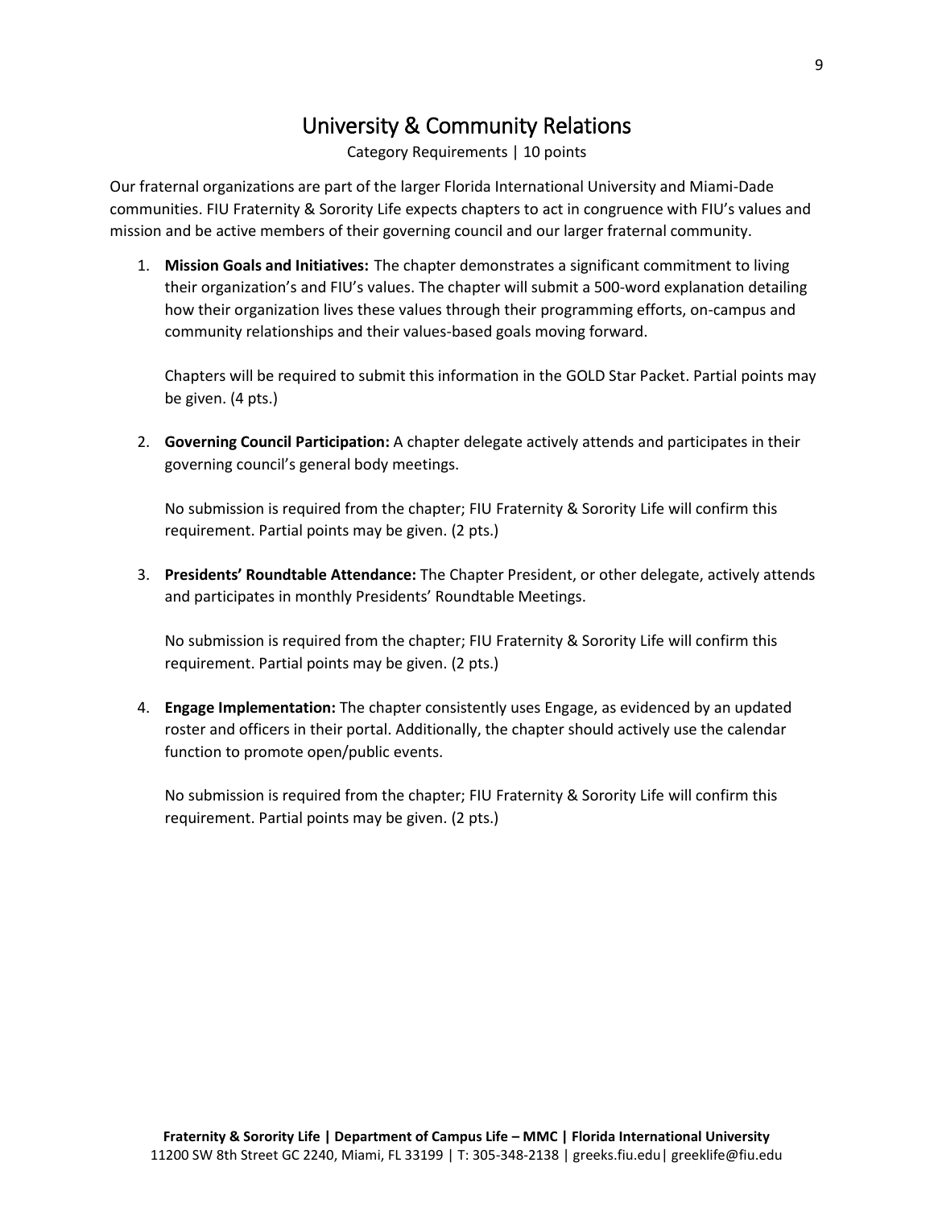# University & Community Relations

Category Requirements | 10 points

Our fraternal organizations are part of the larger Florida International University and Miami-Dade communities. FIU Fraternity & Sorority Life expects chapters to act in congruence with FIU's values and mission and be active members of their governing council and our larger fraternal community.

1. **Mission Goals and Initiatives:** The chapter demonstrates a significant commitment to living their organization's and FIU's values. The chapter will submit a 500-word explanation detailing how their organization lives these values through their programming efforts, on-campus and community relationships and their values-based goals moving forward.

   Chapters will be required to submit this information in the GOLD Star Packet. Partial points may be given. (4 pts.)

2. **Governing Council Participation:** A chapter delegate actively attends and participates in their governing council's general body meetings.

   No submission is required from the chapter; FIU Fraternity & Sorority Life will confirm this requirement. Partial points may be given. (2 pts.)

3. **Presidents' Roundtable Attendance:** The Chapter President, or other delegate, actively attends and participates in monthly Presidents' Roundtable Meetings.

   No submission is required from the chapter; FIU Fraternity & Sorority Life will confirm this requirement. Partial points may be given. (2 pts.)

4. **Engage Implementation:** The chapter consistently uses Engage, as evidenced by an updated roster and officers in their portal. Additionally, the chapter should actively use the calendar function to promote open/public events.

   No submission is required from the chapter; FIU Fraternity & Sorority Life will confirm this requirement. Partial points may be given. (2 pts.)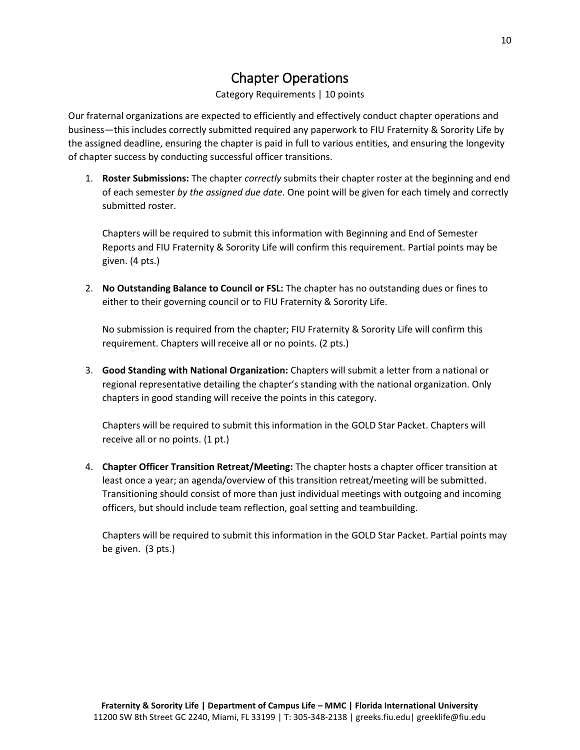# Chapter Operations

Category Requirements | 10 points

Our fraternal organizations are expected to efficiently and effectively conduct chapter operations and business—this includes correctly submitted required any paperwork to FIU Fraternity & Sorority Life by the assigned deadline, ensuring the chapter is paid in full to various entities, and ensuring the longevity of chapter success by conducting successful officer transitions.

1. **Roster Submissions:** The chapter *correctly* submits their chapter roster at the beginning and end of each semester *by the assigned due date*. One point will be given for each timely and correctly submitted roster.

   Chapters will be required to submit this information with Beginning and End of Semester Reports and FIU Fraternity & Sorority Life will confirm this requirement. Partial points may be given. (4 pts.)

2. **No Outstanding Balance to Council or FSL:** The chapter has no outstanding dues or fines to either to their governing council or to FIU Fraternity & Sorority Life.

   No submission is required from the chapter; FIU Fraternity & Sorority Life will confirm this requirement. Chapters will receive all or no points. (2 pts.)

3. **Good Standing with National Organization:** Chapters will submit a letter from a national or regional representative detailing the chapter's standing with the national organization. Only chapters in good standing will receive the points in this category.

   Chapters will be required to submit this information in the GOLD Star Packet. Chapters will receive all or no points. (1 pt.)

4. **Chapter Officer Transition Retreat/Meeting:** The chapter hosts a chapter officer transition at least once a year; an agenda/overview of this transition retreat/meeting will be submitted. Transitioning should consist of more than just individual meetings with outgoing and incoming officers, but should include team reflection, goal setting and teambuilding.

   Chapters will be required to submit this information in the GOLD Star Packet. Partial points may be given. (3 pts.)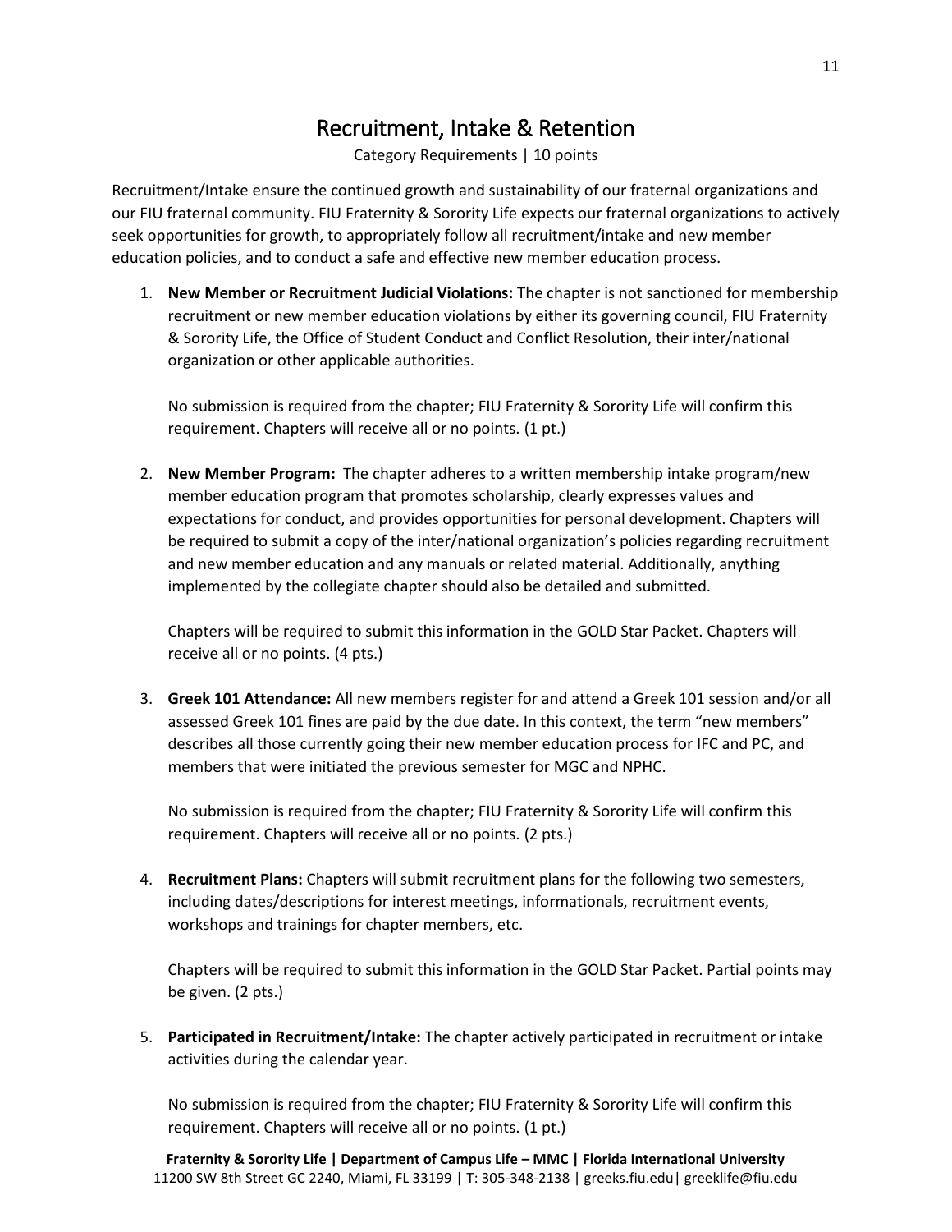# Recruitment, Intake & Retention

Category Requirements | 10 points

Recruitment/Intake ensure the continued growth and sustainability of our fraternal organizations and our FIU fraternal community. FIU Fraternity & Sorority Life expects our fraternal organizations to actively seek opportunities for growth, to appropriately follow all recruitment/intake and new member education policies, and to conduct a safe and effective new member education process.

1. **New Member or Recruitment Judicial Violations:** The chapter is not sanctioned for membership recruitment or new member education violations by either its governing council, FIU Fraternity & Sorority Life, the Office of Student Conduct and Conflict Resolution, their inter/national organization or other applicable authorities.

   No submission is required from the chapter; FIU Fraternity & Sorority Life will confirm this requirement. Chapters will receive all or no points. (1 pt.)

2. **New Member Program:** The chapter adheres to a written membership intake program/new member education program that promotes scholarship, clearly expresses values and expectations for conduct, and provides opportunities for personal development. Chapters will be required to submit a copy of the inter/national organization's policies regarding recruitment and new member education and any manuals or related material. Additionally, anything implemented by the collegiate chapter should also be detailed and submitted.

   Chapters will be required to submit this information in the GOLD Star Packet. Chapters will receive all or no points. (4 pts.)

3. **Greek 101 Attendance:** All new members register for and attend a Greek 101 session and/or all assessed Greek 101 fines are paid by the due date. In this context, the term "new members" describes all those currently going their new member education process for IFC and PC, and members that were initiated the previous semester for MGC and NPHC.

   No submission is required from the chapter; FIU Fraternity & Sorority Life will confirm this requirement. Chapters will receive all or no points. (2 pts.)

4. **Recruitment Plans:** Chapters will submit recruitment plans for the following two semesters, including dates/descriptions for interest meetings, informationals, recruitment events, workshops and trainings for chapter members, etc.

   Chapters will be required to submit this information in the GOLD Star Packet. Partial points may be given. (2 pts.)

5. **Participated in Recruitment/Intake:** The chapter actively participated in recruitment or intake activities during the calendar year.

   No submission is required from the chapter; FIU Fraternity & Sorority Life will confirm this requirement. Chapters will receive all or no points. (1 pt.)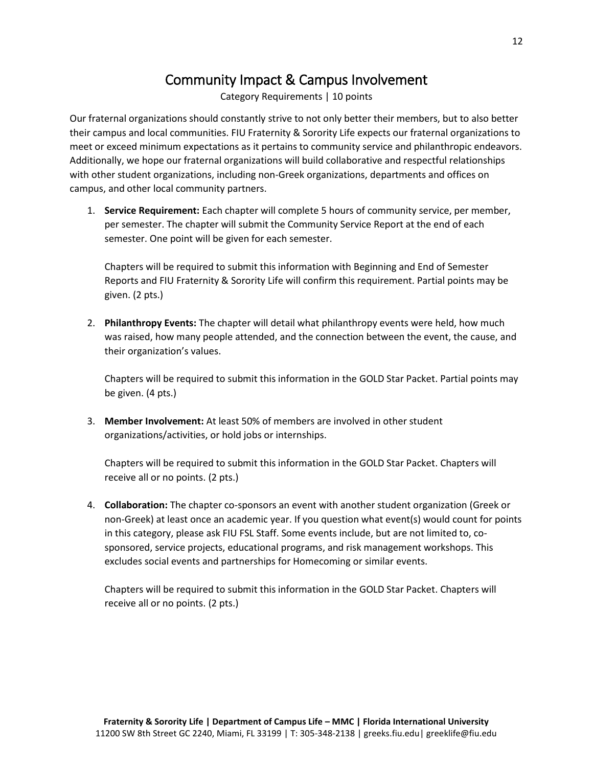# Community Impact & Campus Involvement

Category Requirements | 10 points

Our fraternal organizations should constantly strive to not only better their members, but to also better their campus and local communities. FIU Fraternity & Sorority Life expects our fraternal organizations to meet or exceed minimum expectations as it pertains to community service and philanthropic endeavors. Additionally, we hope our fraternal organizations will build collaborative and respectful relationships with other student organizations, including non-Greek organizations, departments and offices on campus, and other local community partners.

1. **Service Requirement:** Each chapter will complete 5 hours of community service, per member, per semester. The chapter will submit the Community Service Report at the end of each semester. One point will be given for each semester.

   Chapters will be required to submit this information with Beginning and End of Semester Reports and FIU Fraternity & Sorority Life will confirm this requirement. Partial points may be given. (2 pts.)

2. **Philanthropy Events:** The chapter will detail what philanthropy events were held, how much was raised, how many people attended, and the connection between the event, the cause, and their organization's values.

   Chapters will be required to submit this information in the GOLD Star Packet. Partial points may be given. (4 pts.)

3. **Member Involvement:** At least 50% of members are involved in other student organizations/activities, or hold jobs or internships.

   Chapters will be required to submit this information in the GOLD Star Packet. Chapters will receive all or no points. (2 pts.)

4. **Collaboration:** The chapter co-sponsors an event with another student organization (Greek or non-Greek) at least once an academic year. If you question what event(s) would count for points in this category, please ask FIU FSL Staff. Some events include, but are not limited to, co-sponsored, service projects, educational programs, and risk management workshops. This excludes social events and partnerships for Homecoming or similar events.

   Chapters will be required to submit this information in the GOLD Star Packet. Chapters will receive all or no points. (2 pts.)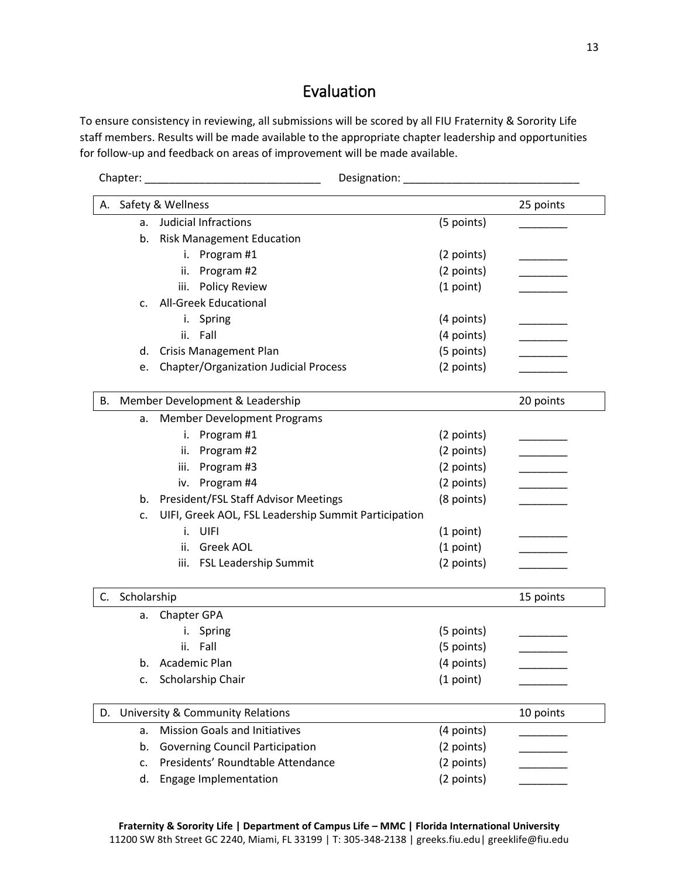# Evaluation

To ensure consistency in reviewing, all submissions will be scored by all FIU Fraternity & Sorority Life staff members. Results will be made available to the appropriate chapter leadership and opportunities for follow-up and feedback on areas of improvement will be made available.

Chapter: ____________________________ Designation: ____________________________

| A. Safety & Wellness | | 25 points |
|---|---|---|
| a. Judicial Infractions | (5 points) | ________ |
| b. Risk Management Education | | |
| i. Program #1 | (2 points) | ________ |
| ii. Program #2 | (2 points) | ________ |
| iii. Policy Review | (1 point) | ________ |
| c. All-Greek Educational | | |
| i. Spring | (4 points) | ________ |
| ii. Fall | (4 points) | ________ |
| d. Crisis Management Plan | (5 points) | ________ |
| e. Chapter/Organization Judicial Process | (2 points) | ________ |

| B. Member Development & Leadership | | 20 points |
|---|---|---|
| a. Member Development Programs | | |
| i. Program #1 | (2 points) | ________ |
| ii. Program #2 | (2 points) | ________ |
| iii. Program #3 | (2 points) | ________ |
| iv. Program #4 | (2 points) | ________ |
| b. President/FSL Staff Advisor Meetings | (8 points) | ________ |
| c. UIFI, Greek AOL, FSL Leadership Summit Participation | | |
| i. UIFI | (1 point) | ________ |
| ii. Greek AOL | (1 point) | ________ |
| iii. FSL Leadership Summit | (2 points) | ________ |

| C. Scholarship | | 15 points |
|---|---|---|
| a. Chapter GPA | | |
| i. Spring | (5 points) | ________ |
| ii. Fall | (5 points) | ________ |
| b. Academic Plan | (4 points) | ________ |
| c. Scholarship Chair | (1 point) | ________ |

| D. University & Community Relations | | 10 points |
|---|---|---|
| a. Mission Goals and Initiatives | (4 points) | ________ |
| b. Governing Council Participation | (2 points) | ________ |
| c. Presidents' Roundtable Attendance | (2 points) | ________ |
| d. Engage Implementation | (2 points) | ________ |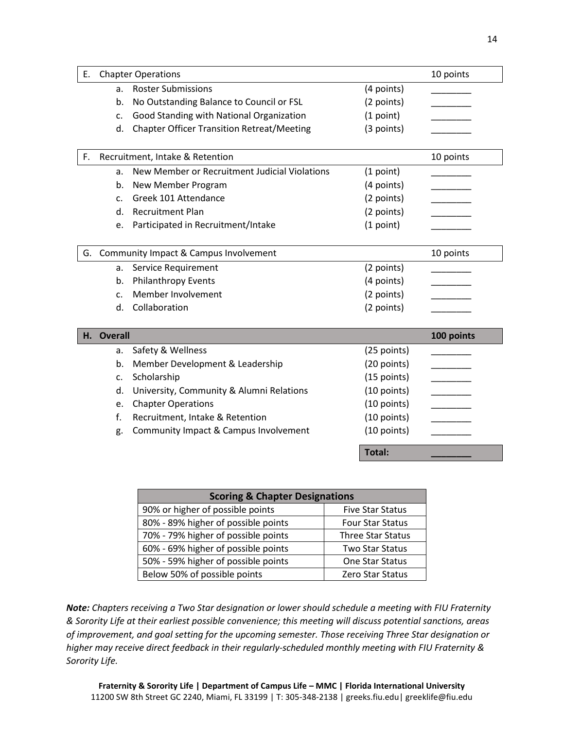| E. | Chapter Operations | | 10 points |
|---|---|---|---|
| a. | Roster Submissions | (4 points) | ________ |
| b. | No Outstanding Balance to Council or FSL | (2 points) | ________ |
| c. | Good Standing with National Organization | (1 point) | ________ |
| d. | Chapter Officer Transition Retreat/Meeting | (3 points) | ________ |

| F. | Recruitment, Intake & Retention | | 10 points |
|---|---|---|---|
| a. | New Member or Recruitment Judicial Violations | (1 point) | ________ |
| b. | New Member Program | (4 points) | ________ |
| c. | Greek 101 Attendance | (2 points) | ________ |
| d. | Recruitment Plan | (2 points) | ________ |
| e. | Participated in Recruitment/Intake | (1 point) | ________ |

| G. | Community Impact & Campus Involvement | | 10 points |
|---|---|---|---|
| a. | Service Requirement | (2 points) | ________ |
| b. | Philanthropy Events | (4 points) | ________ |
| c. | Member Involvement | (2 points) | ________ |
| d. | Collaboration | (2 points) | ________ |

| **H.** | **Overall** | | **100 points** |
|---|---|---|---|
| a. | Safety & Wellness | (25 points) | ________ |
| b. | Member Development & Leadership | (20 points) | ________ |
| c. | Scholarship | (15 points) | ________ |
| d. | University, Community & Alumni Relations | (10 points) | ________ |
| e. | Chapter Operations | (10 points) | ________ |
| f. | Recruitment, Intake & Retention | (10 points) | ________ |
| g. | Community Impact & Campus Involvement | (10 points) | ________ |
| | | **Total:** | ________ |

| **Scoring & Chapter Designations** | |
|---|---|
| 90% or higher of possible points | Five Star Status |
| 80% - 89% higher of possible points | Four Star Status |
| 70% - 79% higher of possible points | Three Star Status |
| 60% - 69% higher of possible points | Two Star Status |
| 50% - 59% higher of possible points | One Star Status |
| Below 50% of possible points | Zero Star Status |

***Note:** Chapters receiving a Two Star designation or lower should schedule a meeting with FIU Fraternity & Sorority Life at their earliest possible convenience; this meeting will discuss potential sanctions, areas of improvement, and goal setting for the upcoming semester. Those receiving Three Star designation or higher may receive direct feedback in their regularly-scheduled monthly meeting with FIU Fraternity & Sorority Life.*